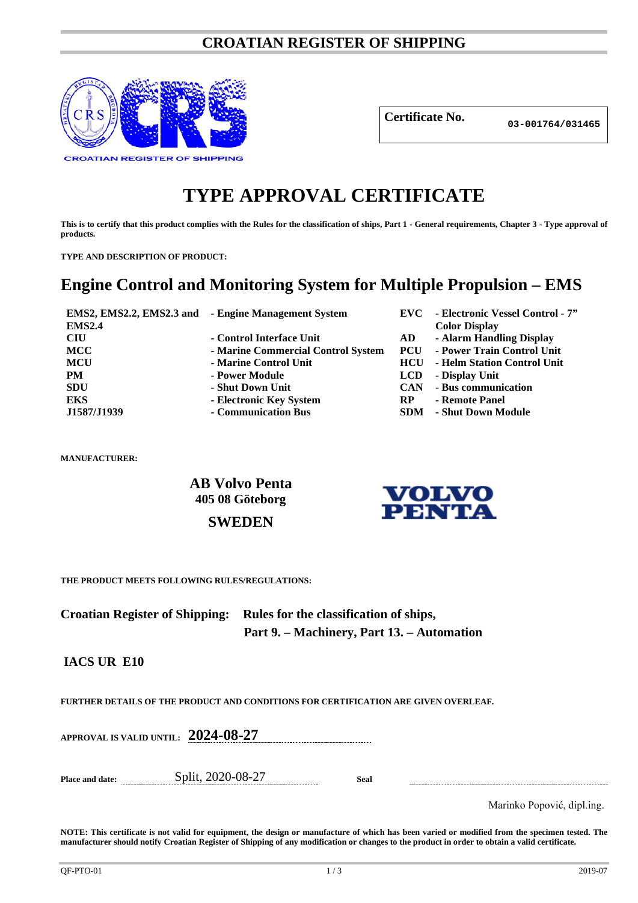# CROATIAN REGISTER OF SHIPPING

**Certificate No.** 03-001764/031465

# TYPE APPROVAL CERTIFICATE

**This is to certify that this product complies with the Rules for the classification of ships, Part 1 - General requirements, Chapter 3 - Type approval of products.**

**TYPE AND DESCRIPTION OF PRODUCT:**

## Engine Control and Monitoring System for Multiple Propulsion – EMS

| | | | |
|---|---|---|---|
| **EMS2, EMS2.2, EMS2.3 and EMS2.4** | **- Engine Management System** | **EVC** | **- Electronic Vessel Control - 7" Color Display** |
| **CIU** | **- Control Interface Unit** | **AD** | **- Alarm Handling Display** |
| **MCC** | **- Marine Commercial Control System** | **PCU** | **- Power Train Control Unit** |
| **MCU** | **- Marine Control Unit** | **HCU** | **- Helm Station Control Unit** |
| **PM** | **- Power Module** | **LCD** | **- Display Unit** |
| **SDU** | **- Shut Down Unit** | **CAN** | **- Bus communication** |
| **EKS** | **- Electronic Key System** | **RP** | **- Remote Panel** |
| **J1587/J1939** | **- Communication Bus** | **SDM** | **- Shut Down Module** |

**MANUFACTURER:**

**AB Volvo Penta**
**405 08 Göteborg**
**SWEDEN**

**THE PRODUCT MEETS FOLLOWING RULES/REGULATIONS:**

**Croatian Register of Shipping:** **Rules for the classification of ships, Part 9. – Machinery, Part 13. – Automation**

**IACS UR E10**

**FURTHER DETAILS OF THE PRODUCT AND CONDITIONS FOR CERTIFICATION ARE GIVEN OVERLEAF.**

**APPROVAL IS VALID UNTIL:** **2024-08-27**

**Place and date:** Split, 2020-08-27 **Seal**

Marinko Popović, dipl.ing.

**NOTE: This certificate is not valid for equipment, the design or manufacture of which has been varied or modified from the specimen tested. The manufacturer should notify Croatian Register of Shipping of any modification or changes to the product in order to obtain a valid certificate.**

QF-PTO-01 2019-07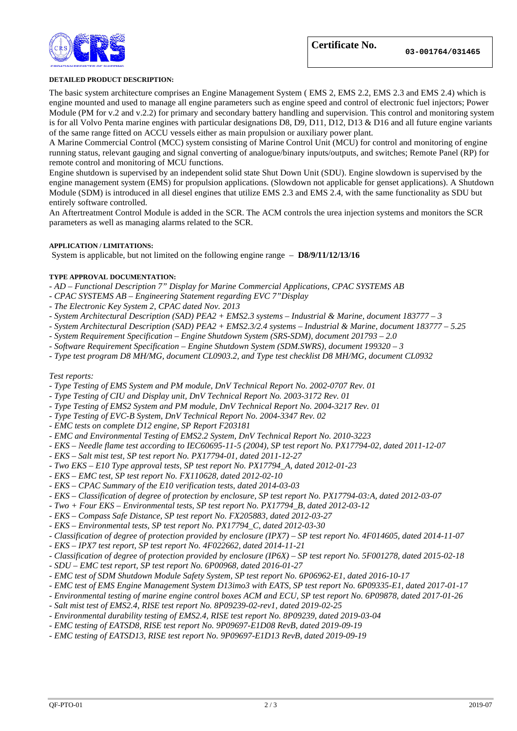**Certificate No.** 03-001764/031465

**DETAILED PRODUCT DESCRIPTION:**

The basic system architecture comprises an Engine Management System ( EMS 2, EMS 2.2, EMS 2.3 and EMS 2.4) which is engine mounted and used to manage all engine parameters such as engine speed and control of electronic fuel injectors; Power Module (PM for v.2 and v.2.2) for primary and secondary battery handling and supervision. This control and monitoring system is for all Volvo Penta marine engines with particular designations D8, D9, D11, D12, D13 & D16 and all future engine variants of the same range fitted on ACCU vessels either as main propulsion or auxiliary power plant.

A Marine Commercial Control (MCC) system consisting of Marine Control Unit (MCU) for control and monitoring of engine running status, relevant gauging and signal converting of analogue/binary inputs/outputs, and switches; Remote Panel (RP) for remote control and monitoring of MCU functions.

Engine shutdown is supervised by an independent solid state Shut Down Unit (SDU). Engine slowdown is supervised by the engine management system (EMS) for propulsion applications. (Slowdown not applicable for genset applications). A Shutdown Module (SDM) is introduced in all diesel engines that utilize EMS 2.3 and EMS 2.4, with the same functionality as SDU but entirely software controlled.

An Aftertreatment Control Module is added in the SCR. The ACM controls the urea injection systems and monitors the SCR parameters as well as managing alarms related to the SCR.

**APPLICATION / LIMITATIONS:**

System is applicable, but not limited on the following engine range – **D8/9/11/12/13/16**

**TYPE APPROVAL DOCUMENTATION:**

- *AD – Functional Description 7" Display for Marine Commercial Applications, CPAC SYSTEMS AB*
- *CPAC SYSTEMS AB – Engineering Statement regarding EVC 7"Display*
- *The Electronic Key System 2, CPAC dated Nov. 2013*
- *System Architectural Description (SAD) PEA2 + EMS2.3 systems – Industrial & Marine, document 183777 – 3*
- *System Architectural Description (SAD) PEA2 + EMS2.3/2.4 systems – Industrial & Marine, document 183777 – 5.25*
- *System Requirement Specification – Engine Shutdown System (SRS-SDM), document 201793 – 2.0*
- *Software Requirement Specification – Engine Shutdown System (SDM.SWRS), document 199320 – 3*
- *Type test program D8 MH/MG, document CL0903.2, and Type test checklist D8 MH/MG, document CL0932*

*Test reports:*

- *Type Testing of EMS System and PM module, DnV Technical Report No. 2002-0707 Rev. 01*
- *Type Testing of CIU and Display unit, DnV Technical Report No. 2003-3172 Rev. 01*
- *Type Testing of EMS2 System and PM module, DnV Technical Report No. 2004-3217 Rev. 01*
- *Type Testing of EVC-B System, DnV Technical Report No. 2004-3347 Rev. 02*
- *EMC tests on complete D12 engine, SP Report F203181*
- *EMC and Environmental Testing of EMS2.2 System, DnV Technical Report No. 2010-3223*
- *EKS – Needle flame test according to IEC60695-11-5 (2004), SP test report No. PX17794-02, dated 2011-12-07*
- *EKS – Salt mist test, SP test report No. PX17794-01, dated 2011-12-27*
- *Two EKS – E10 Type approval tests, SP test report No. PX17794_A, dated 2012-01-23*
- *EKS – EMC test, SP test report No. FX110628, dated 2012-02-10*
- *EKS – CPAC Summary of the E10 verification tests, dated 2014-03-03*
- *EKS – Classification of degree of protection by enclosure, SP test report No. PX17794-03:A, dated 2012-03-07*
- *Two + Four EKS – Environmental tests, SP test report No. PX17794_B, dated 2012-03-12*
- *EKS – Compass Safe Distance, SP test report No. FX205883, dated 2012-03-27*
- *EKS – Environmental tests, SP test report No. PX17794_C, dated 2012-03-30*
- *Classification of degree of protection provided by enclosure (IPX7) – SP test report No. 4F014605, dated 2014-11-07*
- *EKS – IPX7 test report, SP test report No. 4F022662, dated 2014-11-21*
- *Classification of degree of protection provided by enclosure (IP6X) – SP test report No. 5F001278, dated 2015-02-18*
- *SDU – EMC test report, SP test report No. 6P00968, dated 2016-01-27*
- *EMC test of SDM Shutdown Module Safety System, SP test report No. 6P06962-E1, dated 2016-10-17*
- *EMC test of EMS Engine Management System D13imo3 with EATS, SP test report No. 6P09335-E1, dated 2017-01-17*
- *Environmental testing of marine engine control boxes ACM and ECU, SP test report No. 6P09878, dated 2017-01-26*
- *Salt mist test of EMS2.4, RISE test report No. 8P09239-02-rev1, dated 2019-02-25*
- *Environmental durability testing of EMS2.4, RISE test report No. 8P09239, dated 2019-03-04*
- *EMC testing of EATSD8, RISE test report No. 9P09697-E1D08 RevB, dated 2019-09-19*
- *EMC testing of EATSD13, RISE test report No. 9P09697-E1D13 RevB, dated 2019-09-19*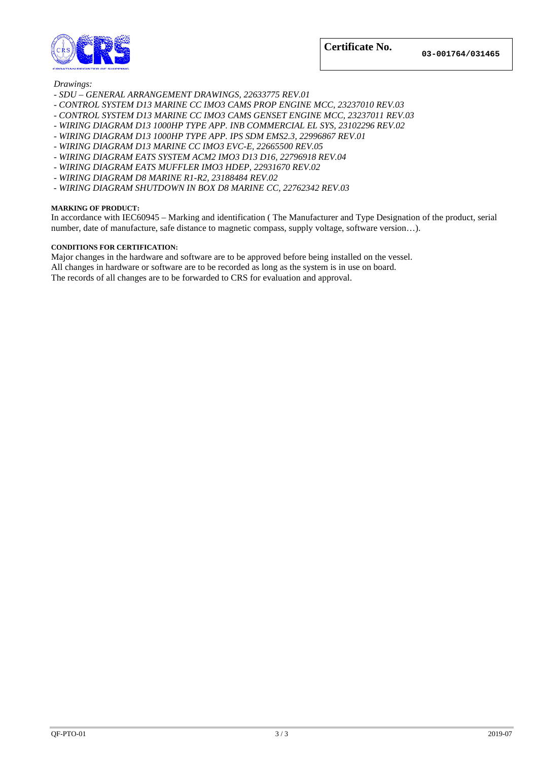**Certificate No.** 03-001764/031465

*Drawings:*

- *SDU – GENERAL ARRANGEMENT DRAWINGS, 22633775 REV.01*
- *CONTROL SYSTEM D13 MARINE CC IMO3 CAMS PROP ENGINE MCC, 23237010 REV.03*
- *CONTROL SYSTEM D13 MARINE CC IMO3 CAMS GENSET ENGINE MCC, 23237011 REV.03*
- *WIRING DIAGRAM D13 1000HP TYPE APP. INB COMMERCIAL EL SYS, 23102296 REV.02*
- *WIRING DIAGRAM D13 1000HP TYPE APP. IPS SDM EMS2.3, 22996867 REV.01*
- *WIRING DIAGRAM D13 MARINE CC IMO3 EVC-E, 22665500 REV.05*
- *WIRING DIAGRAM EATS SYSTEM ACM2 IMO3 D13 D16, 22796918 REV.04*
- *WIRING DIAGRAM EATS MUFFLER IMO3 HDEP, 22931670 REV.02*
- *WIRING DIAGRAM D8 MARINE R1-R2, 23188484 REV.02*
- *WIRING DIAGRAM SHUTDOWN IN BOX D8 MARINE CC, 22762342 REV.03*

**MARKING OF PRODUCT:**

In accordance with IEC60945 – Marking and identification ( The Manufacturer and Type Designation of the product, serial number, date of manufacture, safe distance to magnetic compass, supply voltage, software version…).

**CONDITIONS FOR CERTIFICATION:**

Major changes in the hardware and software are to be approved before being installed on the vessel.
All changes in hardware or software are to be recorded as long as the system is in use on board.
The records of all changes are to be forwarded to CRS for evaluation and approval.